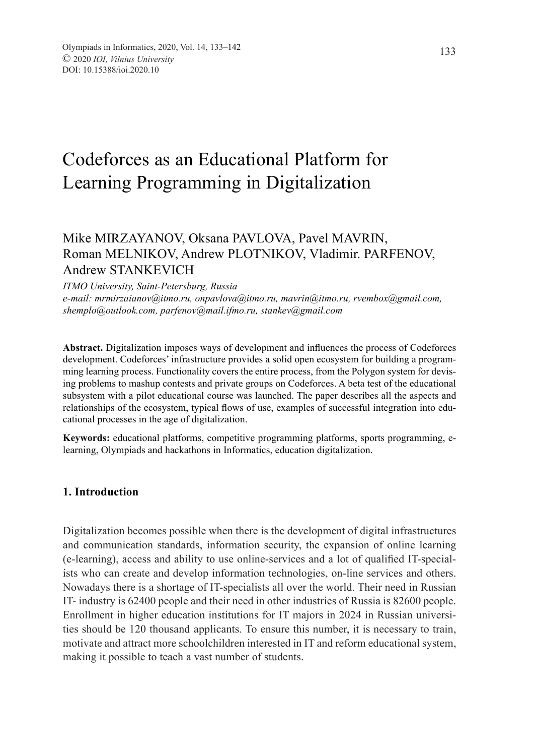# Codeforces as an Educational Platform for Learning Programming in Digitalization

Mike MIRZAYANOV, Oksana PAVLOVA, Pavel MAVRIN,
Roman MELNIKOV, Andrew PLOTNIKOV, Vladimir. PARFENOV,
Andrew STANKEVICH

*ITMO University, Saint-Petersburg, Russia*
*e-mail: mrmirzaianov@itmo.ru, onpavlova@itmo.ru, mavrin@itmo.ru, rvembox@gmail.com, shemplo@outlook.com, parfenov@mail.ifmo.ru, stankev@gmail.com*

**Abstract.** Digitalization imposes ways of development and influences the process of Codeforces development. Codeforces' infrastructure provides a solid open ecosystem for building a programming learning process. Functionality covers the entire process, from the Polygon system for devising problems to mashup contests and private groups on Codeforces. A beta test of the educational subsystem with a pilot educational course was launched. The paper describes all the aspects and relationships of the ecosystem, typical flows of use, examples of successful integration into educational processes in the age of digitalization.

**Keywords:** educational platforms, competitive programming platforms, sports programming, e-learning, Olympiads and hackathons in Informatics, education digitalization.

## 1. Introduction

Digitalization becomes possible when there is the development of digital infrastructures and communication standards, information security, the expansion of online learning (e-learning), access and ability to use online-services and a lot of qualified IT-specialists who can create and develop information technologies, on-line services and others. Nowadays there is a shortage of IT-specialists all over the world. Their need in Russian IT- industry is 62400 people and their need in other industries of Russia is 82600 people. Enrollment in higher education institutions for IT majors in 2024 in Russian universities should be 120 thousand applicants. To ensure this number, it is necessary to train, motivate and attract more schoolchildren interested in IT and reform educational system, making it possible to teach a vast number of students.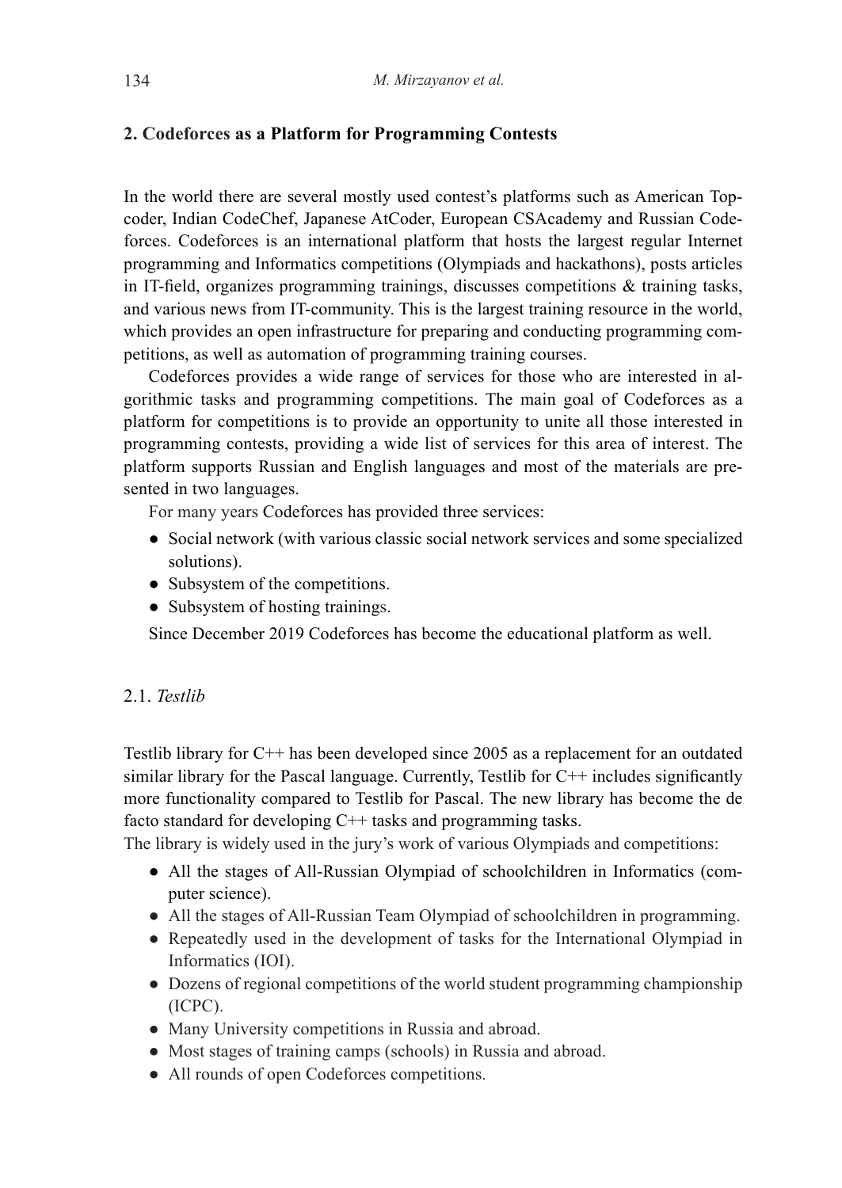## 2. Codeforces as a Platform for Programming Contests

In the world there are several mostly used contest's platforms such as American Topcoder, Indian CodeChef, Japanese AtCoder, European CSAcademy and Russian Codeforces. Codeforces is an international platform that hosts the largest regular Internet programming and Informatics competitions (Olympiads and hackathons), posts articles in IT-field, organizes programming trainings, discusses competitions & training tasks, and various news from IT-community. This is the largest training resource in the world, which provides an open infrastructure for preparing and conducting programming competitions, as well as automation of programming training courses.

Codeforces provides a wide range of services for those who are interested in algorithmic tasks and programming competitions. The main goal of Codeforces as a platform for competitions is to provide an opportunity to unite all those interested in programming contests, providing a wide list of services for this area of interest. The platform supports Russian and English languages and most of the materials are presented in two languages.

For many years Codeforces has provided three services:

- Social network (with various classic social network services and some specialized solutions).
- Subsystem of the competitions.
- Subsystem of hosting trainings.

Since December 2019 Codeforces has become the educational platform as well.

### 2.1. *Testlib*

Testlib library for C++ has been developed since 2005 as a replacement for an outdated similar library for the Pascal language. Currently, Testlib for C++ includes significantly more functionality compared to Testlib for Pascal. The new library has become the de facto standard for developing C++ tasks and programming tasks.

The library is widely used in the jury's work of various Olympiads and competitions:

- All the stages of All-Russian Olympiad of schoolchildren in Informatics (computer science).
- All the stages of All-Russian Team Olympiad of schoolchildren in programming.
- Repeatedly used in the development of tasks for the International Olympiad in Informatics (IOI).
- Dozens of regional competitions of the world student programming championship (ICPC).
- Many University competitions in Russia and abroad.
- Most stages of training camps (schools) in Russia and abroad.
- All rounds of open Codeforces competitions.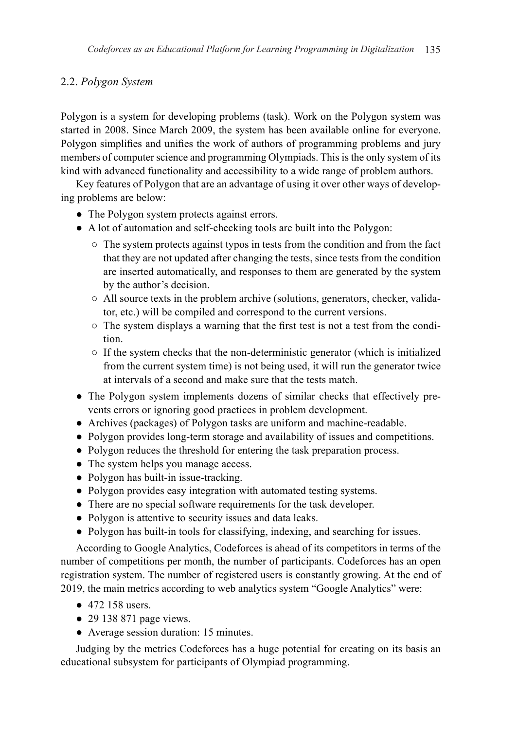### 2.2. *Polygon System*

Polygon is a system for developing problems (task). Work on the Polygon system was started in 2008. Since March 2009, the system has been available online for everyone. Polygon simplifies and unifies the work of authors of programming problems and jury members of computer science and programming Olympiads. This is the only system of its kind with advanced functionality and accessibility to a wide range of problem authors.

Key features of Polygon that are an advantage of using it over other ways of developing problems are below:

- The Polygon system protects against errors.
- A lot of automation and self-checking tools are built into the Polygon:
  - The system protects against typos in tests from the condition and from the fact that they are not updated after changing the tests, since tests from the condition are inserted automatically, and responses to them are generated by the system by the author's decision.
  - All source texts in the problem archive (solutions, generators, checker, validator, etc.) will be compiled and correspond to the current versions.
  - The system displays a warning that the first test is not a test from the condition.
  - If the system checks that the non-deterministic generator (which is initialized from the current system time) is not being used, it will run the generator twice at intervals of a second and make sure that the tests match.
- The Polygon system implements dozens of similar checks that effectively prevents errors or ignoring good practices in problem development.
- Archives (packages) of Polygon tasks are uniform and machine-readable.
- Polygon provides long-term storage and availability of issues and competitions.
- Polygon reduces the threshold for entering the task preparation process.
- The system helps you manage access.
- Polygon has built-in issue-tracking.
- Polygon provides easy integration with automated testing systems.
- There are no special software requirements for the task developer.
- Polygon is attentive to security issues and data leaks.
- Polygon has built-in tools for classifying, indexing, and searching for issues.

According to Google Analytics, Codeforces is ahead of its competitors in terms of the number of competitions per month, the number of participants. Codeforces has an open registration system. The number of registered users is constantly growing. At the end of 2019, the main metrics according to web analytics system "Google Analytics" were:

- 472 158 users.
- 29 138 871 page views.
- Average session duration: 15 minutes.

Judging by the metrics Codeforces has a huge potential for creating on its basis an educational subsystem for participants of Olympiad programming.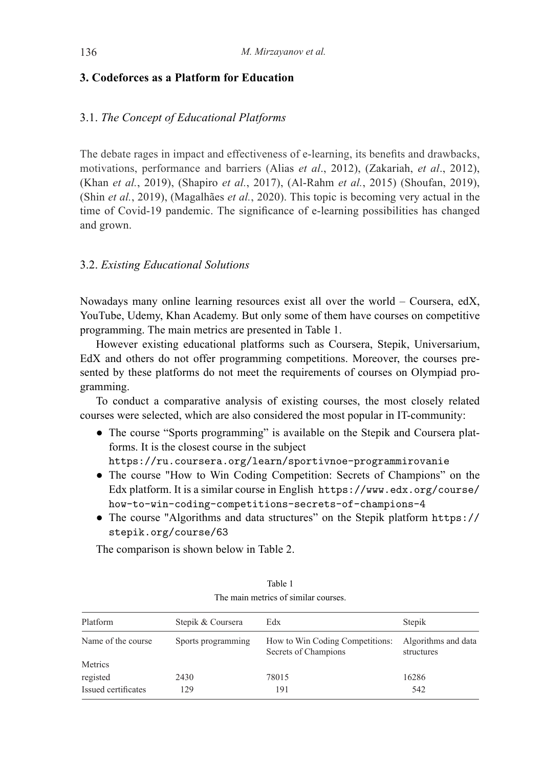## 3. Codeforces as a Platform for Education

### 3.1. *The Concept of Educational Platforms*

The debate rages in impact and effectiveness of e-learning, its benefits and drawbacks, motivations, performance and barriers (Alias *et al*., 2012), (Zakariah, *et al*., 2012), (Khan *et al.*, 2019), (Shapiro *et al.*, 2017), (Al-Rahm *et al.*, 2015) (Shoufan, 2019), (Shin *et al.*, 2019), (Magalhães *et al.*, 2020). This topic is becoming very actual in the time of Covid-19 pandemic. The significance of e-learning possibilities has changed and grown.

### 3.2. *Existing Educational Solutions*

Nowadays many online learning resources exist all over the world – Coursera, edX, YouTube, Udemy, Khan Academy. But only some of them have courses on competitive programming. The main metrics are presented in Table 1.

However existing educational platforms such as Coursera, Stepik, Universarium, EdX and others do not offer programming competitions. Moreover, the courses presented by these platforms do not meet the requirements of courses on Olympiad programming.

To conduct a comparative analysis of existing courses, the most closely related courses were selected, which are also considered the most popular in IT-community:

- The course "Sports programming" is available on the Stepik and Coursera platforms. It is the closest course in the subject `https://ru.coursera.org/learn/sportivnoe-programmirovanie`
- The course "How to Win Coding Competition: Secrets of Champions" on the Edx platform. It is a similar course in English `https://www.edx.org/course/how-to-win-coding-competitions-secrets-of-champions-4`
- The course "Algorithms and data structures" on the Stepik platform `https://stepik.org/course/63`

The comparison is shown below in Table 2.

Table 1
The main metrics of similar courses.

| Platform | Stepik & Coursera | Edx | Stepik |
|---|---|---|---|
| Name of the course | Sports programming | How to Win Coding Competitions: Secrets of Champions | Algorithms and data structures |
| Metrics | | | |
| registed | 2430 | 78015 | 16286 |
| Issued certificates | 129 | 191 | 542 |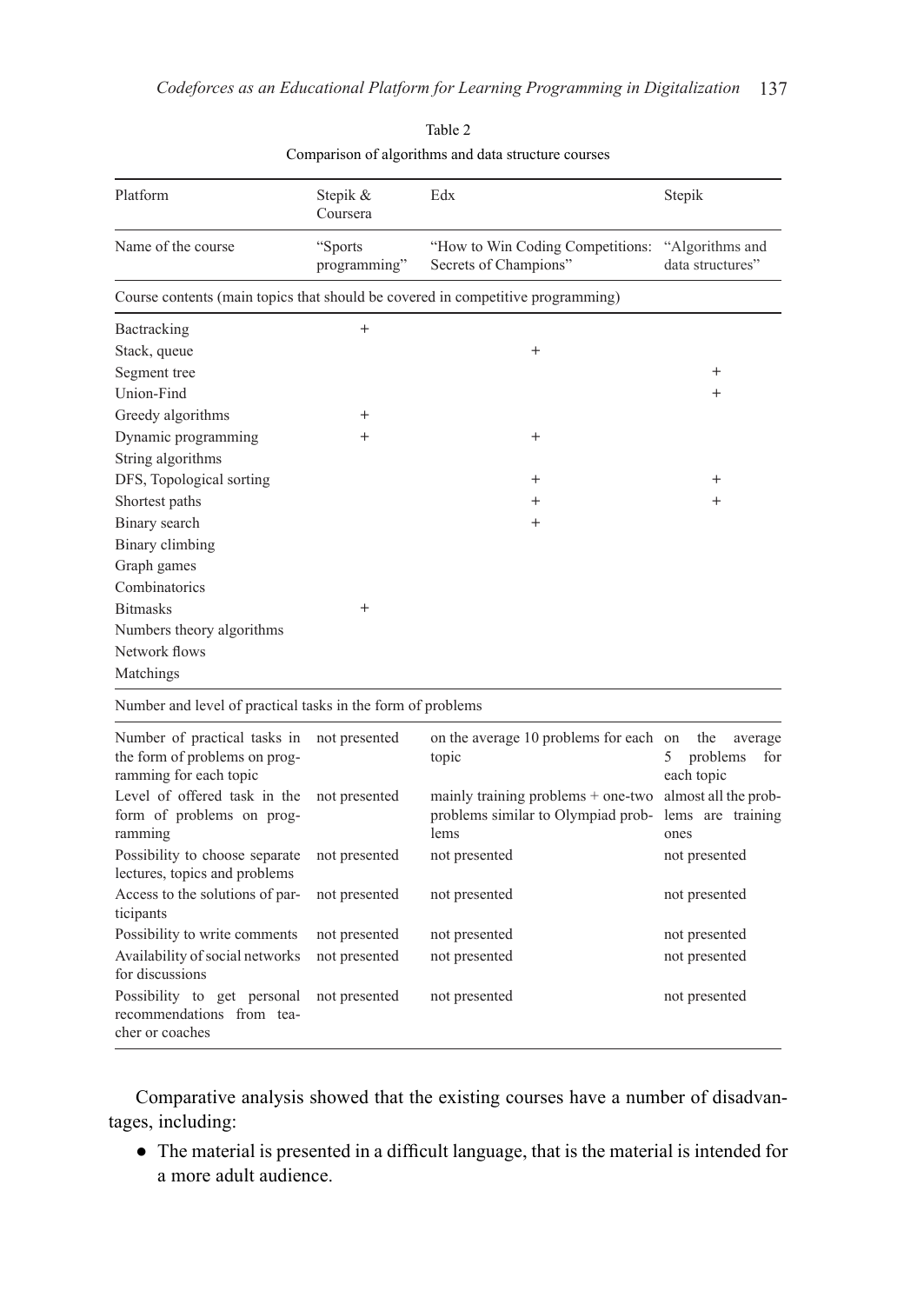Table 2

Comparison of algorithms and data structure courses

| Platform | Stepik & Coursera | Edx | Stepik |
|---|---|---|---|
| Name of the course | "Sports programming" | "How to Win Coding Competitions: Secrets of Champions" | "Algorithms and data structures" |
| Course contents (main topics that should be covered in competitive programming) | | | |
| Bactracking | + | | |
| Stack, queue | | + | |
| Segment tree | | | + |
| Union-Find | | | + |
| Greedy algorithms | + | | |
| Dynamic programming | + | + | |
| String algorithms | | | |
| DFS, Topological sorting | | + | + |
| Shortest paths | | + | + |
| Binary search | | + | |
| Binary climbing | | | |
| Graph games | | | |
| Combinatorics | | | |
| Bitmasks | + | | |
| Numbers theory algorithms | | | |
| Network flows | | | |
| Matchings | | | |
| Number and level of practical tasks in the form of problems | | | |
| Number of practical tasks in the form of problems on programming for each topic | not presented | on the average 10 problems for each topic | on the average 5 problems for each topic |
| Level of offered task in the form of problems on programming | not presented | mainly training problems + one-two problems similar to Olympiad problems | almost all the problems are training ones |
| Possibility to choose separate lectures, topics and problems | not presented | not presented | not presented |
| Access to the solutions of participants | not presented | not presented | not presented |
| Possibility to write comments | not presented | not presented | not presented |
| Availability of social networks for discussions | not presented | not presented | not presented |
| Possibility to get personal recommendations from teacher or coaches | not presented | not presented | not presented |

Comparative analysis showed that the existing courses have a number of disadvantages, including:

- The material is presented in a difficult language, that is the material is intended for a more adult audience.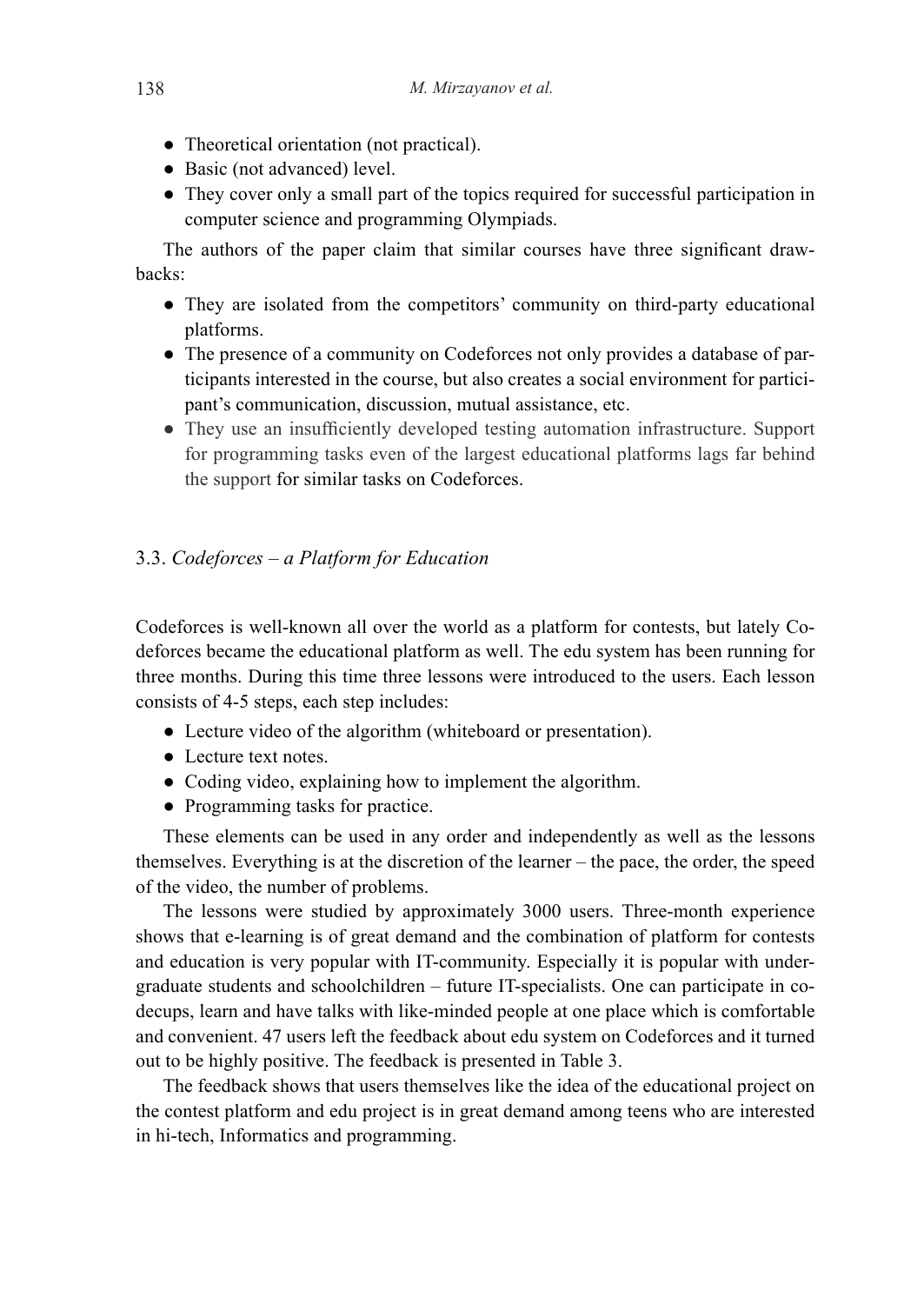- Theoretical orientation (not practical).
- Basic (not advanced) level.
- They cover only a small part of the topics required for successful participation in computer science and programming Olympiads.

The authors of the paper claim that similar courses have three significant drawbacks:

- They are isolated from the competitors' community on third-party educational platforms.
- The presence of a community on Codeforces not only provides a database of participants interested in the course, but also creates a social environment for participant's communication, discussion, mutual assistance, etc.
- They use an insufficiently developed testing automation infrastructure. Support for programming tasks even of the largest educational platforms lags far behind the support for similar tasks on Codeforces.

### 3.3. *Codeforces – a Platform for Education*

Codeforces is well-known all over the world as a platform for contests, but lately Codeforces became the educational platform as well. The edu system has been running for three months. During this time three lessons were introduced to the users. Each lesson consists of 4-5 steps, each step includes:

- Lecture video of the algorithm (whiteboard or presentation).
- Lecture text notes.
- Coding video, explaining how to implement the algorithm.
- Programming tasks for practice.

These elements can be used in any order and independently as well as the lessons themselves. Everything is at the discretion of the learner – the pace, the order, the speed of the video, the number of problems.

The lessons were studied by approximately 3000 users. Three-month experience shows that e-learning is of great demand and the combination of platform for contests and education is very popular with IT-community. Especially it is popular with undergraduate students and schoolchildren – future IT-specialists. One can participate in codecups, learn and have talks with like-minded people at one place which is comfortable and convenient. 47 users left the feedback about edu system on Codeforces and it turned out to be highly positive. The feedback is presented in Table 3.

The feedback shows that users themselves like the idea of the educational project on the contest platform and edu project is in great demand among teens who are interested in hi-tech, Informatics and programming.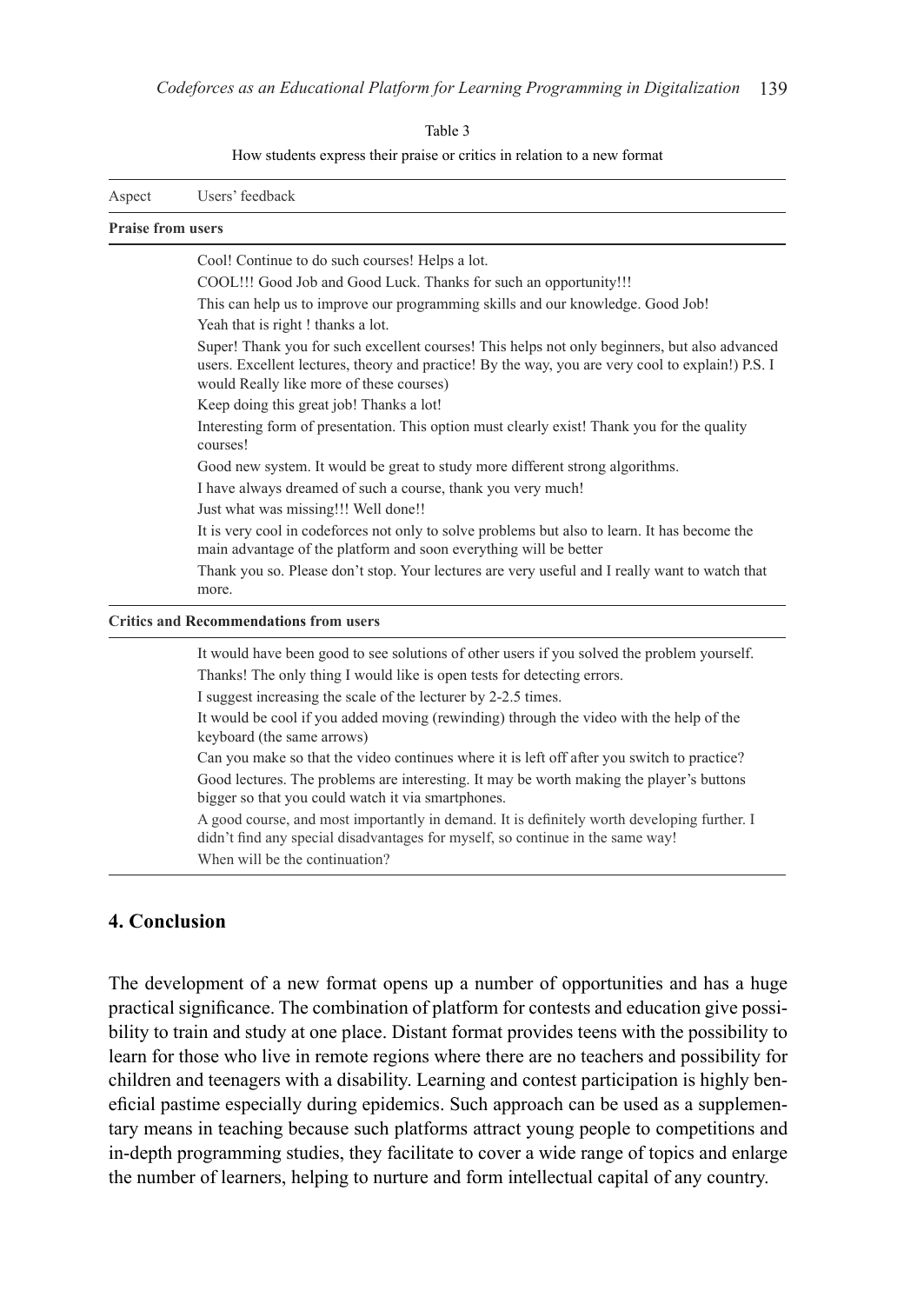Table 3

How students express their praise or critics in relation to a new format

| Aspect | Users' feedback |
|---|---|
| **Praise from users** | |
| | Cool! Continue to do such courses! Helps a lot. |
| | COOL!!! Good Job and Good Luck. Thanks for such an opportunity!!! |
| | This can help us to improve our programming skills and our knowledge. Good Job! |
| | Yeah that is right ! thanks a lot. |
| | Super! Thank you for such excellent courses! This helps not only beginners, but also advanced users. Excellent lectures, theory and practice! By the way, you are very cool to explain!) P.S. I would Really like more of these courses) |
| | Keep doing this great job! Thanks a lot! |
| | Interesting form of presentation. This option must clearly exist! Thank you for the quality courses! |
| | Good new system. It would be great to study more different strong algorithms. |
| | I have always dreamed of such a course, thank you very much! |
| | Just what was missing!!! Well done!! |
| | It is very cool in codeforces not only to solve problems but also to learn. It has become the main advantage of the platform and soon everything will be better |
| | Thank you so. Please don't stop. Your lectures are very useful and I really want to watch that more. |
| **Critics and Recommendations from users** | |
| | It would have been good to see solutions of other users if you solved the problem yourself. |
| | Thanks! The only thing I would like is open tests for detecting errors. |
| | I suggest increasing the scale of the lecturer by 2-2.5 times. |
| | It would be cool if you added moving (rewinding) through the video with the help of the keyboard (the same arrows) |
| | Can you make so that the video continues where it is left off after you switch to practice? |
| | Good lectures. The problems are interesting. It may be worth making the player's buttons bigger so that you could watch it via smartphones. |
| | A good course, and most importantly in demand. It is definitely worth developing further. I didn't find any special disadvantages for myself, so continue in the same way! |
| | When will be the continuation? |

## 4. Conclusion

The development of a new format opens up a number of opportunities and has a huge practical significance. The combination of platform for contests and education give possibility to train and study at one place. Distant format provides teens with the possibility to learn for those who live in remote regions where there are no teachers and possibility for children and teenagers with a disability. Learning and contest participation is highly beneficial pastime especially during epidemics. Such approach can be used as a supplementary means in teaching because such platforms attract young people to competitions and in-depth programming studies, they facilitate to cover a wide range of topics and enlarge the number of learners, helping to nurture and form intellectual capital of any country.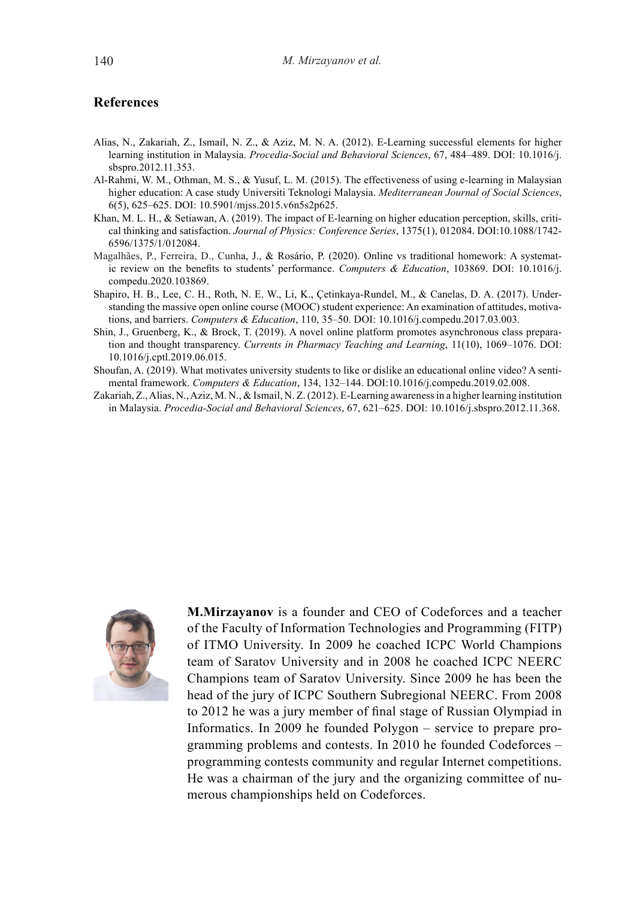## References

Alias, N., Zakariah, Z., Ismail, N. Z., & Aziz, M. N. A. (2012). E-Learning successful elements for higher learning institution in Malaysia. *Procedia-Social and Behavioral Sciences*, 67, 484–489. DOI: 10.1016/j.sbspro.2012.11.353.

Al-Rahmi, W. M., Othman, M. S., & Yusuf, L. M. (2015). The effectiveness of using e-learning in Malaysian higher education: A case study Universiti Teknologi Malaysia. *Mediterranean Journal of Social Sciences*, 6(5), 625–625. DOI: 10.5901/mjss.2015.v6n5s2p625.

Khan, M. L. H., & Setiawan, A. (2019). The impact of E-learning on higher education perception, skills, critical thinking and satisfaction. *Journal of Physics: Conference Series*, 1375(1), 012084. DOI:10.1088/1742-6596/1375/1/012084.

Magalhães, P., Ferreira, D., Cunha, J., & Rosário, P. (2020). Online vs traditional homework: A systematic review on the benefits to students' performance. *Computers & Education*, 103869. DOI: 10.1016/j.compedu.2020.103869.

Shapiro, H. B., Lee, C. H., Roth, N. E. W., Li, K., Çetinkaya-Rundel, M., & Canelas, D. A. (2017). Understanding the massive open online course (MOOC) student experience: An examination of attitudes, motivations, and barriers. *Computers & Education*, 110, 35–50. DOI: 10.1016/j.compedu.2017.03.003.

Shin, J., Gruenberg, K., & Brock, T. (2019). A novel online platform promotes asynchronous class preparation and thought transparency. *Currents in Pharmacy Teaching and Learning*, 11(10), 1069–1076. DOI: 10.1016/j.cptl.2019.06.015.

Shoufan, A. (2019). What motivates university students to like or dislike an educational online video? A sentimental framework. *Computers & Education*, 134, 132–144. DOI:10.1016/j.compedu.2019.02.008.

Zakariah, Z., Alias, N., Aziz, M. N., & Ismail, N. Z. (2012). E-Learning awareness in a higher learning institution in Malaysia. *Procedia-Social and Behavioral Sciences*, 67, 621–625. DOI: 10.1016/j.sbspro.2012.11.368.

**M.Mirzayanov** is a founder and CEO of Codeforces and a teacher of the Faculty of Information Technologies and Programming (FITP) of ITMO University. In 2009 he coached ICPC World Champions team of Saratov University and in 2008 he coached ICPC NEERC Champions team of Saratov University. Since 2009 he has been the head of the jury of ICPC Southern Subregional NEERC. From 2008 to 2012 he was a jury member of final stage of Russian Olympiad in Informatics. In 2009 he founded Polygon – service to prepare programming problems and contests. In 2010 he founded Codeforces – programming contests community and regular Internet competitions. He was a chairman of the jury and the organizing committee of numerous championships held on Codeforces.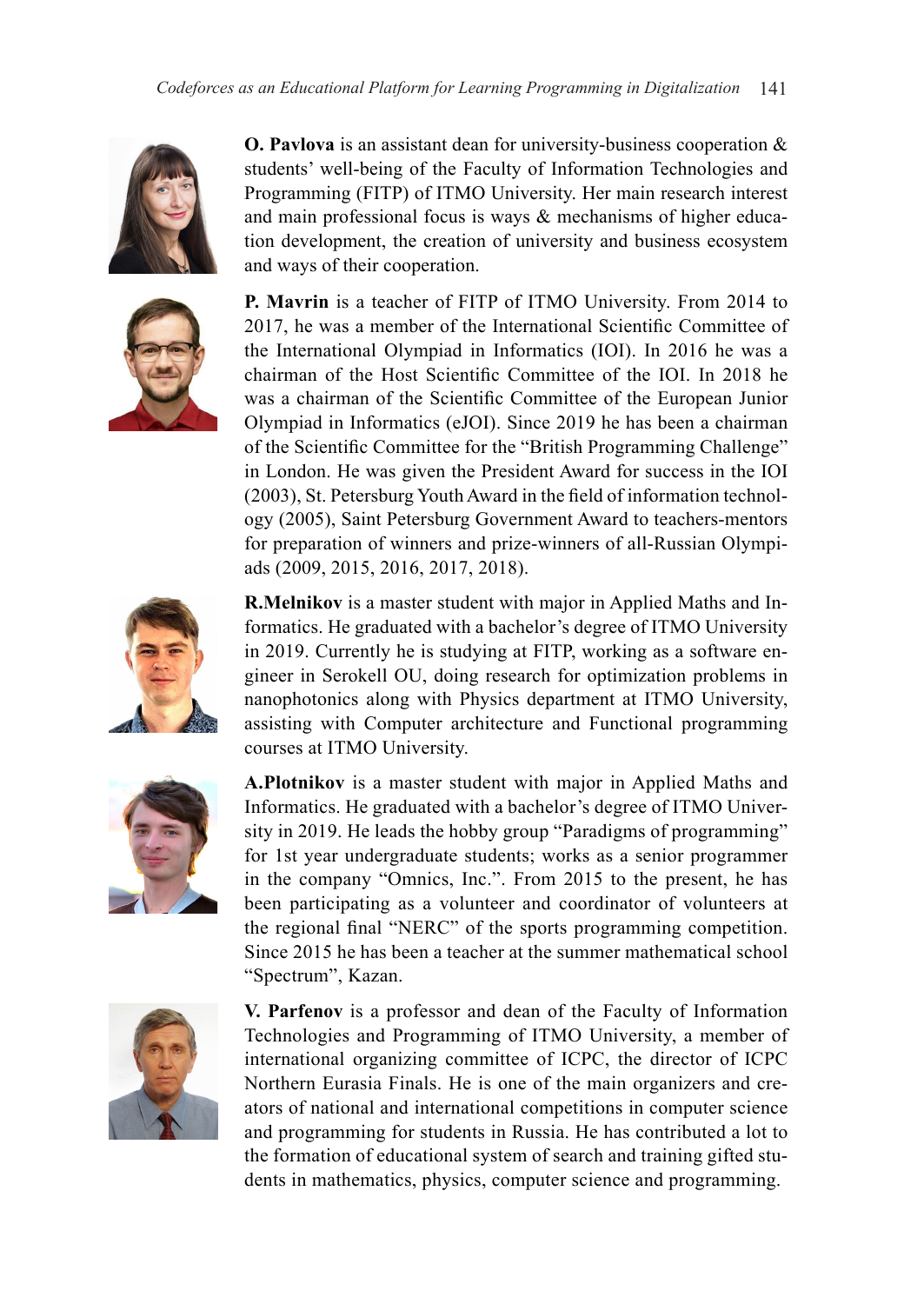**O. Pavlova** is an assistant dean for university-business cooperation & students' well-being of the Faculty of Information Technologies and Programming (FITP) of ITMO University. Her main research interest and main professional focus is ways & mechanisms of higher education development, the creation of university and business ecosystem and ways of their cooperation.

**P. Mavrin** is a teacher of FITP of ITMO University. From 2014 to 2017, he was a member of the International Scientific Committee of the International Olympiad in Informatics (IOI). In 2016 he was a chairman of the Host Scientific Committee of the IOI. In 2018 he was a chairman of the Scientific Committee of the European Junior Olympiad in Informatics (eJOI). Since 2019 he has been a chairman of the Scientific Committee for the "British Programming Challenge" in London. He was given the President Award for success in the IOI (2003), St. Petersburg Youth Award in the field of information technology (2005), Saint Petersburg Government Award to teachers-mentors for preparation of winners and prize-winners of all-Russian Olympiads (2009, 2015, 2016, 2017, 2018).

**R.Melnikov** is a master student with major in Applied Maths and Informatics. He graduated with a bachelor's degree of ITMO University in 2019. Currently he is studying at FITP, working as a software engineer in Serokell OU, doing research for optimization problems in nanophotonics along with Physics department at ITMO University, assisting with Computer architecture and Functional programming courses at ITMO University.

**A.Plotnikov** is a master student with major in Applied Maths and Informatics. He graduated with a bachelor's degree of ITMO University in 2019. He leads the hobby group "Paradigms of programming" for 1st year undergraduate students; works as a senior programmer in the company "Omnics, Inc.". From 2015 to the present, he has been participating as a volunteer and coordinator of volunteers at the regional final "NERC" of the sports programming competition. Since 2015 he has been a teacher at the summer mathematical school "Spectrum", Kazan.

**V. Parfenov** is a professor and dean of the Faculty of Information Technologies and Programming of ITMO University, a member of international organizing committee of ICPC, the director of ICPC Northern Eurasia Finals. He is one of the main organizers and creators of national and international competitions in computer science and programming for students in Russia. He has contributed a lot to the formation of educational system of search and training gifted students in mathematics, physics, computer science and programming.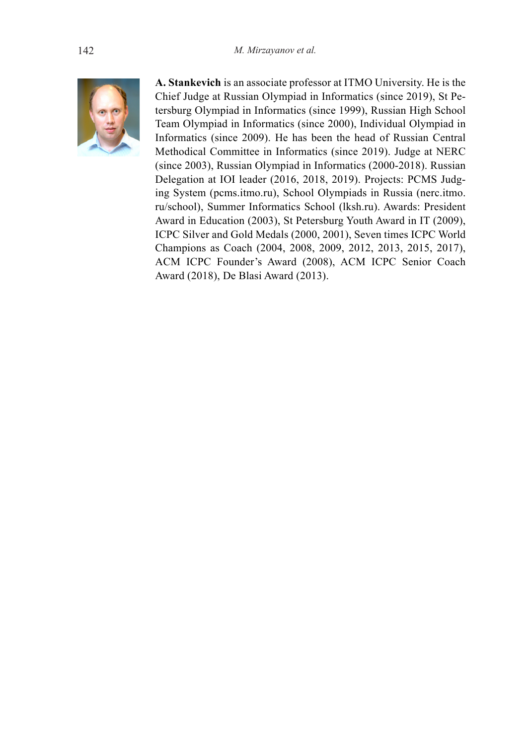**A. Stankevich** is an associate professor at ITMO University. He is the Chief Judge at Russian Olympiad in Informatics (since 2019), St Petersburg Olympiad in Informatics (since 1999), Russian High School Team Olympiad in Informatics (since 2000), Individual Olympiad in Informatics (since 2009). He has been the head of Russian Central Methodical Committee in Informatics (since 2019). Judge at NERC (since 2003), Russian Olympiad in Informatics (2000-2018). Russian Delegation at IOI leader (2016, 2018, 2019). Projects: PCMS Judging System (pcms.itmo.ru), School Olympiads in Russia (nerc.itmo.ru/school), Summer Informatics School (lksh.ru). Awards: President Award in Education (2003), St Petersburg Youth Award in IT (2009), ICPC Silver and Gold Medals (2000, 2001), Seven times ICPC World Champions as Coach (2004, 2008, 2009, 2012, 2013, 2015, 2017), ACM ICPC Founder's Award (2008), ACM ICPC Senior Coach Award (2018), De Blasi Award (2013).